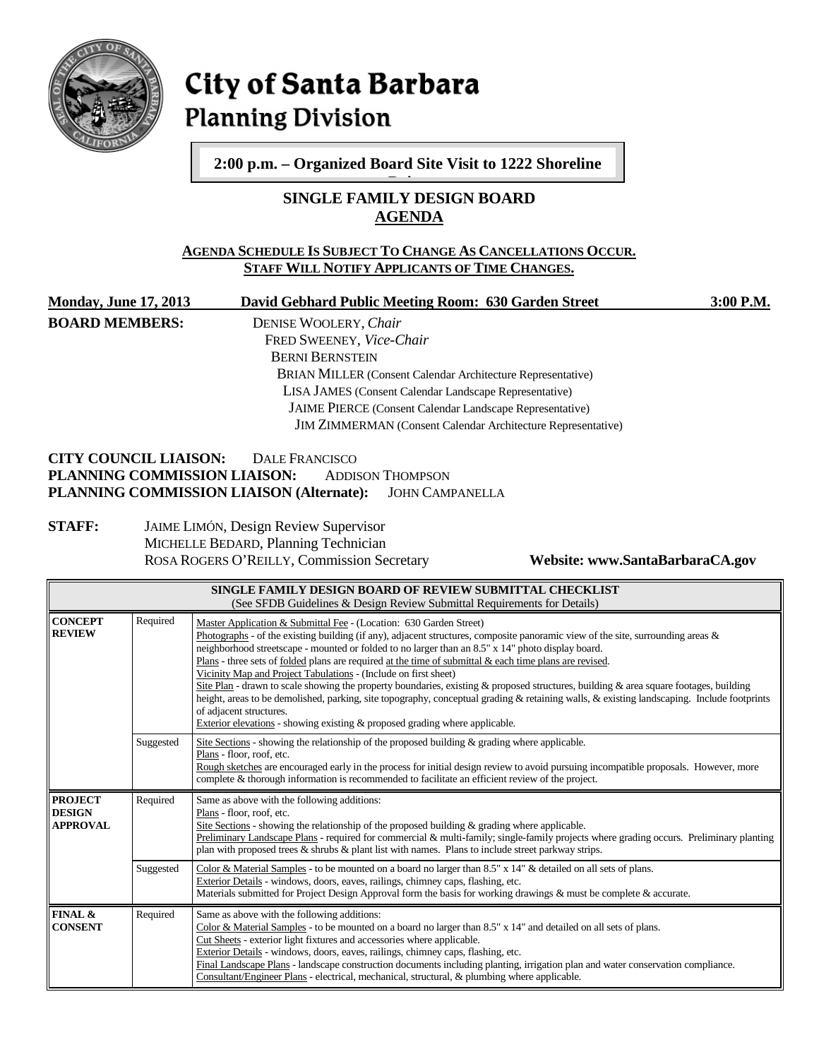# City of Santa Barbara

## Planning Division

**2:00 p.m. – Organized Board Site Visit to 1222 Shoreline Drive**

## SINGLE FAMILY DESIGN BOARD

## AGENDA

**AGENDA SCHEDULE IS SUBJECT TO CHANGE AS CANCELLATIONS OCCUR.**
**STAFF WILL NOTIFY APPLICANTS OF TIME CHANGES.**

**Monday, June 17, 2013** — **David Gebhard Public Meeting Room: 630 Garden Street** — **3:00 P.M.**

**BOARD MEMBERS:**
DENISE WOOLERY, *Chair*
FRED SWEENEY, *Vice-Chair*
BERNI BERNSTEIN
BRIAN MILLER (Consent Calendar Architecture Representative)
LISA JAMES (Consent Calendar Landscape Representative)
JAIME PIERCE (Consent Calendar Landscape Representative)
JIM ZIMMERMAN (Consent Calendar Architecture Representative)

**CITY COUNCIL LIAISON:** DALE FRANCISCO
**PLANNING COMMISSION LIAISON:** ADDISON THOMPSON
**PLANNING COMMISSION LIAISON (Alternate):** JOHN CAMPANELLA

**STAFF:**
JAIME LIMÓN, Design Review Supervisor
MICHELLE BEDARD, Planning Technician
ROSA ROGERS O'REILLY, Commission Secretary

**Website: www.SantaBarbaraCA.gov**

| **SINGLE FAMILY DESIGN BOARD OF REVIEW SUBMITTAL CHECKLIST** (See SFDB Guidelines & Design Review Submittal Requirements for Details) | | |
|---|---|---|
| **CONCEPT REVIEW** | Required | Master Application & Submittal Fee - (Location: 630 Garden Street)<br>Photographs - of the existing building (if any), adjacent structures, composite panoramic view of the site, surrounding areas & neighborhood streetscape - mounted or folded to no larger than an 8.5" x 14" photo display board.<br>Plans - three sets of folded plans are required at the time of submittal & each time plans are revised.<br>Vicinity Map and Project Tabulations - (Include on first sheet)<br>Site Plan - drawn to scale showing the property boundaries, existing & proposed structures, building & area square footages, building height, areas to be demolished, parking, site topography, conceptual grading & retaining walls, & existing landscaping. Include footprints of adjacent structures.<br>Exterior elevations - showing existing & proposed grading where applicable. |
| | Suggested | Site Sections - showing the relationship of the proposed building & grading where applicable.<br>Plans - floor, roof, etc.<br>Rough sketches are encouraged early in the process for initial design review to avoid pursuing incompatible proposals. However, more complete & thorough information is recommended to facilitate an efficient review of the project. |
| **PROJECT DESIGN APPROVAL** | Required | Same as above with the following additions:<br>Plans - floor, roof, etc.<br>Site Sections - showing the relationship of the proposed building & grading where applicable.<br>Preliminary Landscape Plans - required for commercial & multi-family; single-family projects where grading occurs. Preliminary planting plan with proposed trees & shrubs & plant list with names. Plans to include street parkway strips. |
| | Suggested | Color & Material Samples - to be mounted on a board no larger than 8.5" x 14" & detailed on all sets of plans.<br>Exterior Details - windows, doors, eaves, railings, chimney caps, flashing, etc.<br>Materials submitted for Project Design Approval form the basis for working drawings & must be complete & accurate. |
| **FINAL & CONSENT** | Required | Same as above with the following additions:<br>Color & Material Samples - to be mounted on a board no larger than 8.5" x 14" and detailed on all sets of plans.<br>Cut Sheets - exterior light fixtures and accessories where applicable.<br>Exterior Details - windows, doors, eaves, railings, chimney caps, flashing, etc.<br>Final Landscape Plans - landscape construction documents including planting, irrigation plan and water conservation compliance.<br>Consultant/Engineer Plans - electrical, mechanical, structural, & plumbing where applicable. |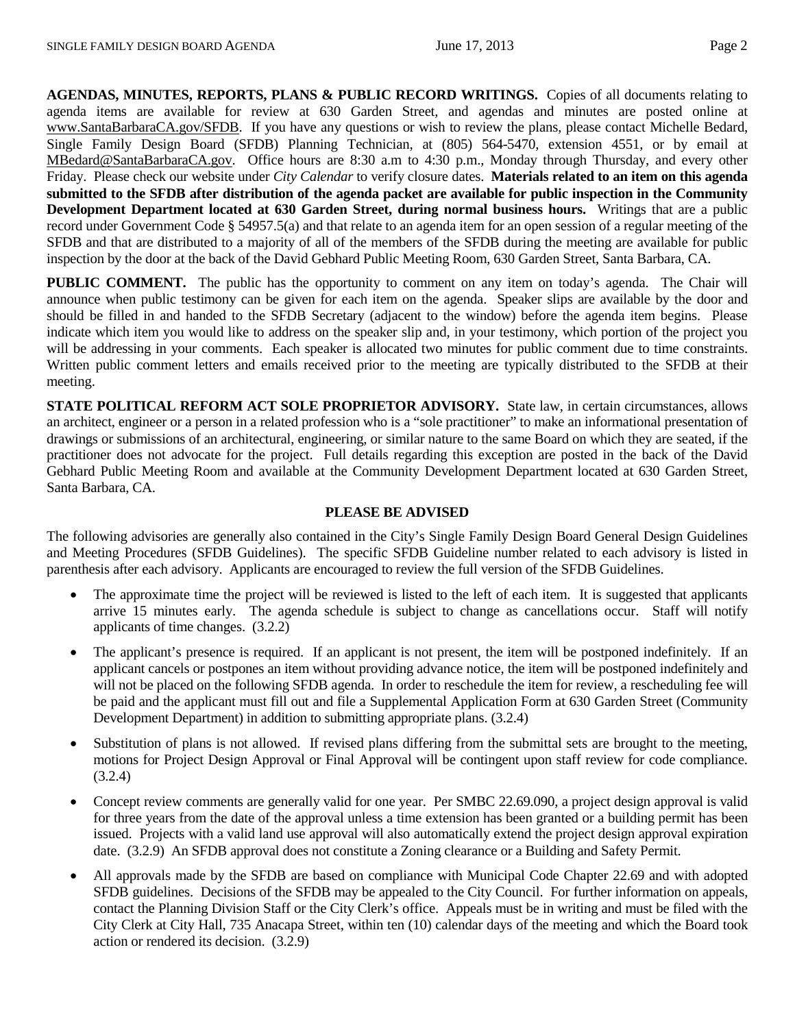**AGENDAS, MINUTES, REPORTS, PLANS & PUBLIC RECORD WRITINGS.** Copies of all documents relating to agenda items are available for review at 630 Garden Street, and agendas and minutes are posted online at www.SantaBarbaraCA.gov/SFDB. If you have any questions or wish to review the plans, please contact Michelle Bedard, Single Family Design Board (SFDB) Planning Technician, at (805) 564-5470, extension 4551, or by email at MBedard@SantaBarbaraCA.gov. Office hours are 8:30 a.m to 4:30 p.m., Monday through Thursday, and every other Friday. Please check our website under *City Calendar* to verify closure dates. **Materials related to an item on this agenda submitted to the SFDB after distribution of the agenda packet are available for public inspection in the Community Development Department located at 630 Garden Street, during normal business hours.** Writings that are a public record under Government Code § 54957.5(a) and that relate to an agenda item for an open session of a regular meeting of the SFDB and that are distributed to a majority of all of the members of the SFDB during the meeting are available for public inspection by the door at the back of the David Gebhard Public Meeting Room, 630 Garden Street, Santa Barbara, CA.

**PUBLIC COMMENT.** The public has the opportunity to comment on any item on today's agenda. The Chair will announce when public testimony can be given for each item on the agenda. Speaker slips are available by the door and should be filled in and handed to the SFDB Secretary (adjacent to the window) before the agenda item begins. Please indicate which item you would like to address on the speaker slip and, in your testimony, which portion of the project you will be addressing in your comments. Each speaker is allocated two minutes for public comment due to time constraints. Written public comment letters and emails received prior to the meeting are typically distributed to the SFDB at their meeting.

**STATE POLITICAL REFORM ACT SOLE PROPRIETOR ADVISORY.** State law, in certain circumstances, allows an architect, engineer or a person in a related profession who is a "sole practitioner" to make an informational presentation of drawings or submissions of an architectural, engineering, or similar nature to the same Board on which they are seated, if the practitioner does not advocate for the project. Full details regarding this exception are posted in the back of the David Gebhard Public Meeting Room and available at the Community Development Department located at 630 Garden Street, Santa Barbara, CA.

**PLEASE BE ADVISED**

The following advisories are generally also contained in the City's Single Family Design Board General Design Guidelines and Meeting Procedures (SFDB Guidelines). The specific SFDB Guideline number related to each advisory is listed in parenthesis after each advisory. Applicants are encouraged to review the full version of the SFDB Guidelines.

- The approximate time the project will be reviewed is listed to the left of each item. It is suggested that applicants arrive 15 minutes early. The agenda schedule is subject to change as cancellations occur. Staff will notify applicants of time changes. (3.2.2)
- The applicant's presence is required. If an applicant is not present, the item will be postponed indefinitely. If an applicant cancels or postpones an item without providing advance notice, the item will be postponed indefinitely and will not be placed on the following SFDB agenda. In order to reschedule the item for review, a rescheduling fee will be paid and the applicant must fill out and file a Supplemental Application Form at 630 Garden Street (Community Development Department) in addition to submitting appropriate plans. (3.2.4)
- Substitution of plans is not allowed. If revised plans differing from the submittal sets are brought to the meeting, motions for Project Design Approval or Final Approval will be contingent upon staff review for code compliance. (3.2.4)
- Concept review comments are generally valid for one year. Per SMBC 22.69.090, a project design approval is valid for three years from the date of the approval unless a time extension has been granted or a building permit has been issued. Projects with a valid land use approval will also automatically extend the project design approval expiration date. (3.2.9) An SFDB approval does not constitute a Zoning clearance or a Building and Safety Permit.
- All approvals made by the SFDB are based on compliance with Municipal Code Chapter 22.69 and with adopted SFDB guidelines. Decisions of the SFDB may be appealed to the City Council. For further information on appeals, contact the Planning Division Staff or the City Clerk's office. Appeals must be in writing and must be filed with the City Clerk at City Hall, 735 Anacapa Street, within ten (10) calendar days of the meeting and which the Board took action or rendered its decision. (3.2.9)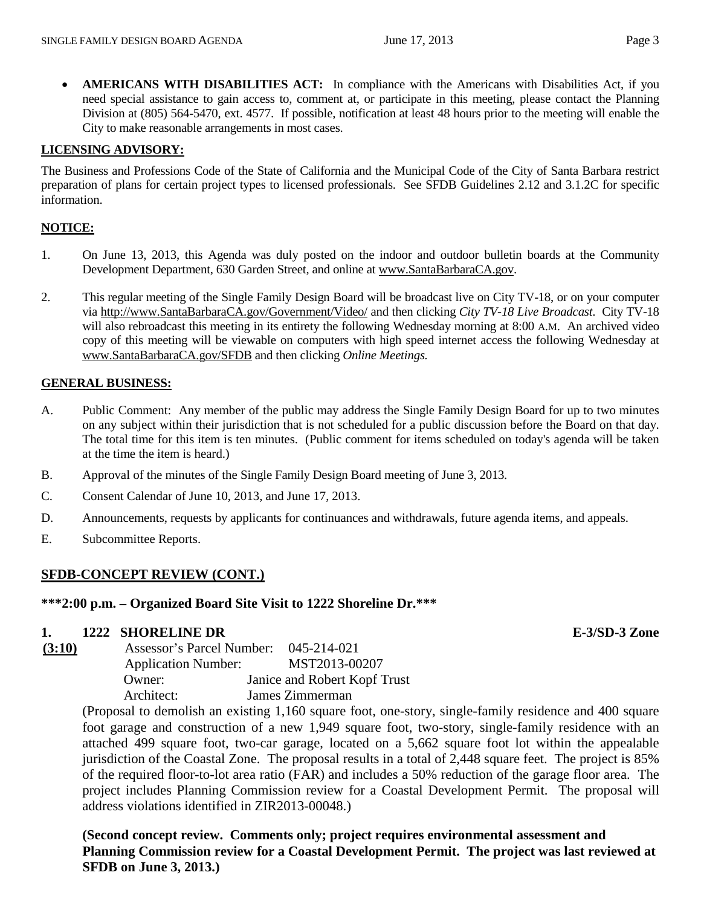- **AMERICANS WITH DISABILITIES ACT:** In compliance with the Americans with Disabilities Act, if you need special assistance to gain access to, comment at, or participate in this meeting, please contact the Planning Division at (805) 564-5470, ext. 4577. If possible, notification at least 48 hours prior to the meeting will enable the City to make reasonable arrangements in most cases.

**LICENSING ADVISORY:**

The Business and Professions Code of the State of California and the Municipal Code of the City of Santa Barbara restrict preparation of plans for certain project types to licensed professionals. See SFDB Guidelines 2.12 and 3.1.2C for specific information.

**NOTICE:**

1. On June 13, 2013, this Agenda was duly posted on the indoor and outdoor bulletin boards at the Community Development Department, 630 Garden Street, and online at www.SantaBarbaraCA.gov.

2. This regular meeting of the Single Family Design Board will be broadcast live on City TV-18, or on your computer via http://www.SantaBarbaraCA.gov/Government/Video/ and then clicking *City TV-18 Live Broadcast*. City TV-18 will also rebroadcast this meeting in its entirety the following Wednesday morning at 8:00 A.M. An archived video copy of this meeting will be viewable on computers with high speed internet access the following Wednesday at www.SantaBarbaraCA.gov/SFDB and then clicking *Online Meetings.*

**GENERAL BUSINESS:**

A. Public Comment: Any member of the public may address the Single Family Design Board for up to two minutes on any subject within their jurisdiction that is not scheduled for a public discussion before the Board on that day. The total time for this item is ten minutes. (Public comment for items scheduled on today's agenda will be taken at the time the item is heard.)

B. Approval of the minutes of the Single Family Design Board meeting of June 3, 2013.

C. Consent Calendar of June 10, 2013, and June 17, 2013.

D. Announcements, requests by applicants for continuances and withdrawals, future agenda items, and appeals.

E. Subcommittee Reports.

**SFDB-CONCEPT REVIEW (CONT.)**

**\*\*\*2:00 p.m. – Organized Board Site Visit to 1222 Shoreline Dr.\*\*\***

**1. 1222 SHORELINE DR** **E-3/SD-3 Zone**

**(3:10)**

Assessor's Parcel Number: 045-214-021
Application Number: MST2013-00207
Owner: Janice and Robert Kopf Trust
Architect: James Zimmerman

(Proposal to demolish an existing 1,160 square foot, one-story, single-family residence and 400 square foot garage and construction of a new 1,949 square foot, two-story, single-family residence with an attached 499 square foot, two-car garage, located on a 5,662 square foot lot within the appealable jurisdiction of the Coastal Zone. The proposal results in a total of 2,448 square feet. The project is 85% of the required floor-to-lot area ratio (FAR) and includes a 50% reduction of the garage floor area. The project includes Planning Commission review for a Coastal Development Permit. The proposal will address violations identified in ZIR2013-00048.)

**(Second concept review. Comments only; project requires environmental assessment and Planning Commission review for a Coastal Development Permit. The project was last reviewed at SFDB on June 3, 2013.)**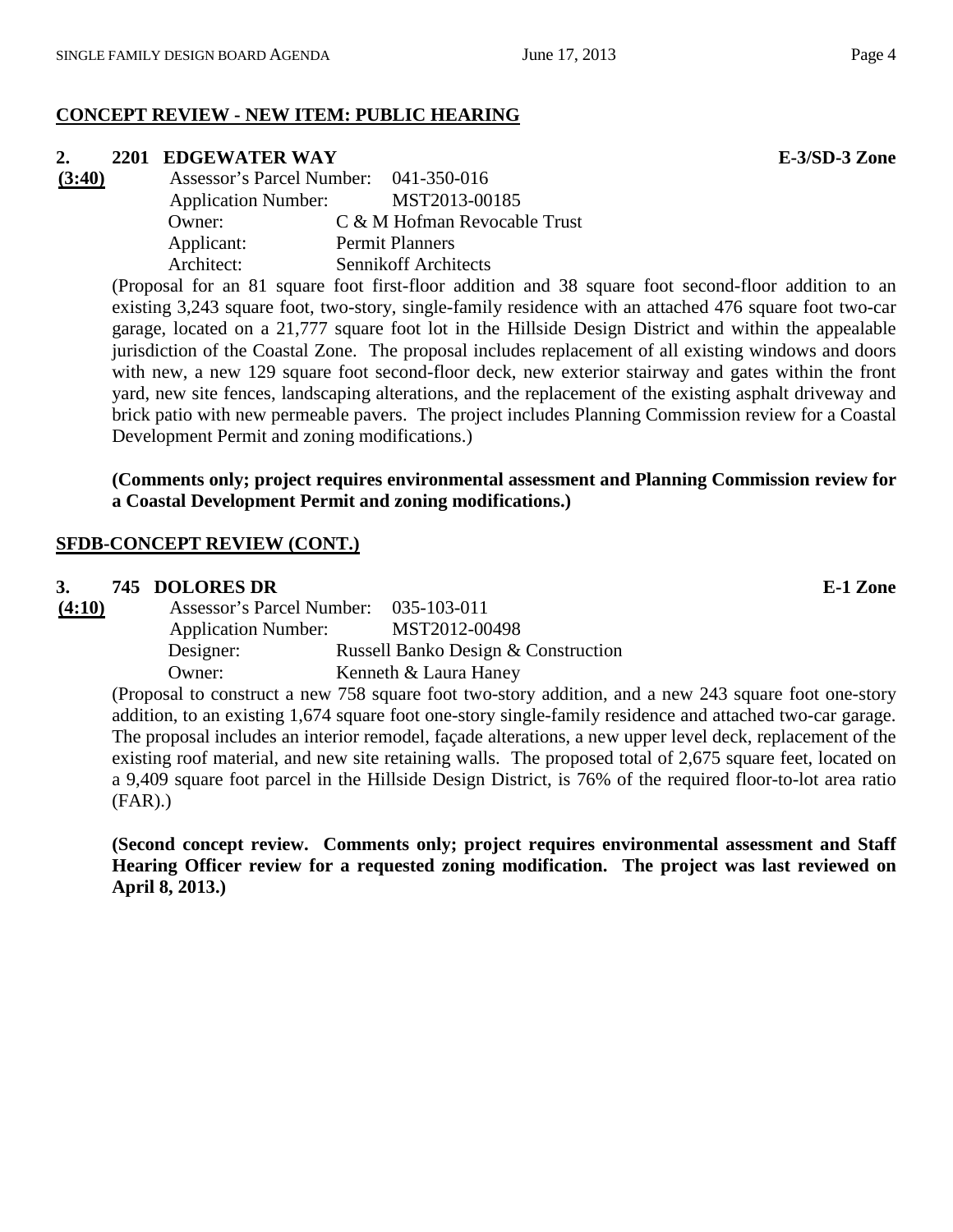**CONCEPT REVIEW - NEW ITEM: PUBLIC HEARING**

**2. 2201 EDGEWATER WAY** **E-3/SD-3 Zone**

**(3:40)**

Assessor's Parcel Number: 041-350-016
Application Number: MST2013-00185
Owner: C & M Hofman Revocable Trust
Applicant: Permit Planners
Architect: Sennikoff Architects

(Proposal for an 81 square foot first-floor addition and 38 square foot second-floor addition to an existing 3,243 square foot, two-story, single-family residence with an attached 476 square foot two-car garage, located on a 21,777 square foot lot in the Hillside Design District and within the appealable jurisdiction of the Coastal Zone. The proposal includes replacement of all existing windows and doors with new, a new 129 square foot second-floor deck, new exterior stairway and gates within the front yard, new site fences, landscaping alterations, and the replacement of the existing asphalt driveway and brick patio with new permeable pavers. The project includes Planning Commission review for a Coastal Development Permit and zoning modifications.)

**(Comments only; project requires environmental assessment and Planning Commission review for a Coastal Development Permit and zoning modifications.)**

**SFDB-CONCEPT REVIEW (CONT.)**

**3. 745 DOLORES DR** **E-1 Zone**

**(4:10)**

Assessor's Parcel Number: 035-103-011
Application Number: MST2012-00498
Designer: Russell Banko Design & Construction
Owner: Kenneth & Laura Haney

(Proposal to construct a new 758 square foot two-story addition, and a new 243 square foot one-story addition, to an existing 1,674 square foot one-story single-family residence and attached two-car garage. The proposal includes an interior remodel, façade alterations, a new upper level deck, replacement of the existing roof material, and new site retaining walls. The proposed total of 2,675 square feet, located on a 9,409 square foot parcel in the Hillside Design District, is 76% of the required floor-to-lot area ratio (FAR).)

**(Second concept review. Comments only; project requires environmental assessment and Staff Hearing Officer review for a requested zoning modification. The project was last reviewed on April 8, 2013.)**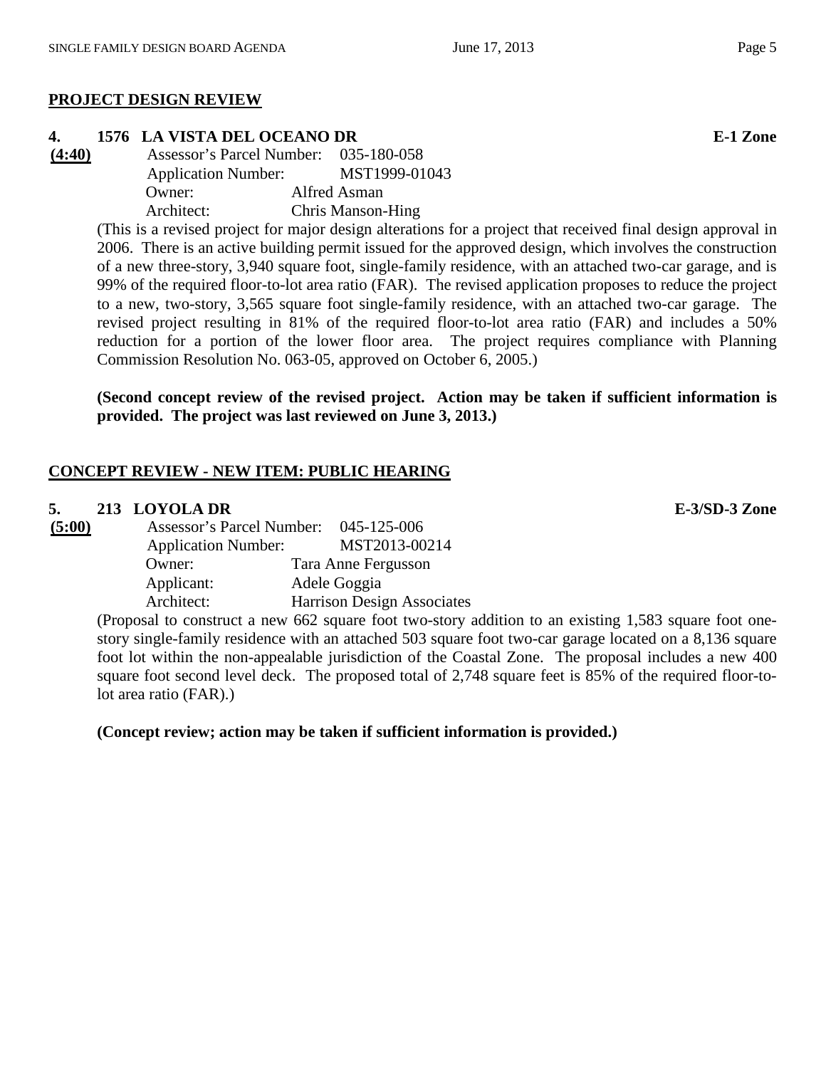## PROJECT DESIGN REVIEW

**4. 1576 LA VISTA DEL OCEANO DR** **E-1 Zone**

**(4:40)**

Assessor's Parcel Number: 035-180-058
Application Number: MST1999-01043
Owner: Alfred Asman
Architect: Chris Manson-Hing

(This is a revised project for major design alterations for a project that received final design approval in 2006. There is an active building permit issued for the approved design, which involves the construction of a new three-story, 3,940 square foot, single-family residence, with an attached two-car garage, and is 99% of the required floor-to-lot area ratio (FAR). The revised application proposes to reduce the project to a new, two-story, 3,565 square foot single-family residence, with an attached two-car garage. The revised project resulting in 81% of the required floor-to-lot area ratio (FAR) and includes a 50% reduction for a portion of the lower floor area. The project requires compliance with Planning Commission Resolution No. 063-05, approved on October 6, 2005.)

**(Second concept review of the revised project. Action may be taken if sufficient information is provided. The project was last reviewed on June 3, 2013.)**

## CONCEPT REVIEW - NEW ITEM: PUBLIC HEARING

**5. 213 LOYOLA DR** **E-3/SD-3 Zone**

**(5:00)**

Assessor's Parcel Number: 045-125-006
Application Number: MST2013-00214
Owner: Tara Anne Fergusson
Applicant: Adele Goggia
Architect: Harrison Design Associates

(Proposal to construct a new 662 square foot two-story addition to an existing 1,583 square foot one-story single-family residence with an attached 503 square foot two-car garage located on a 8,136 square foot lot within the non-appealable jurisdiction of the Coastal Zone. The proposal includes a new 400 square foot second level deck. The proposed total of 2,748 square feet is 85% of the required floor-to-lot area ratio (FAR).)

**(Concept review; action may be taken if sufficient information is provided.)**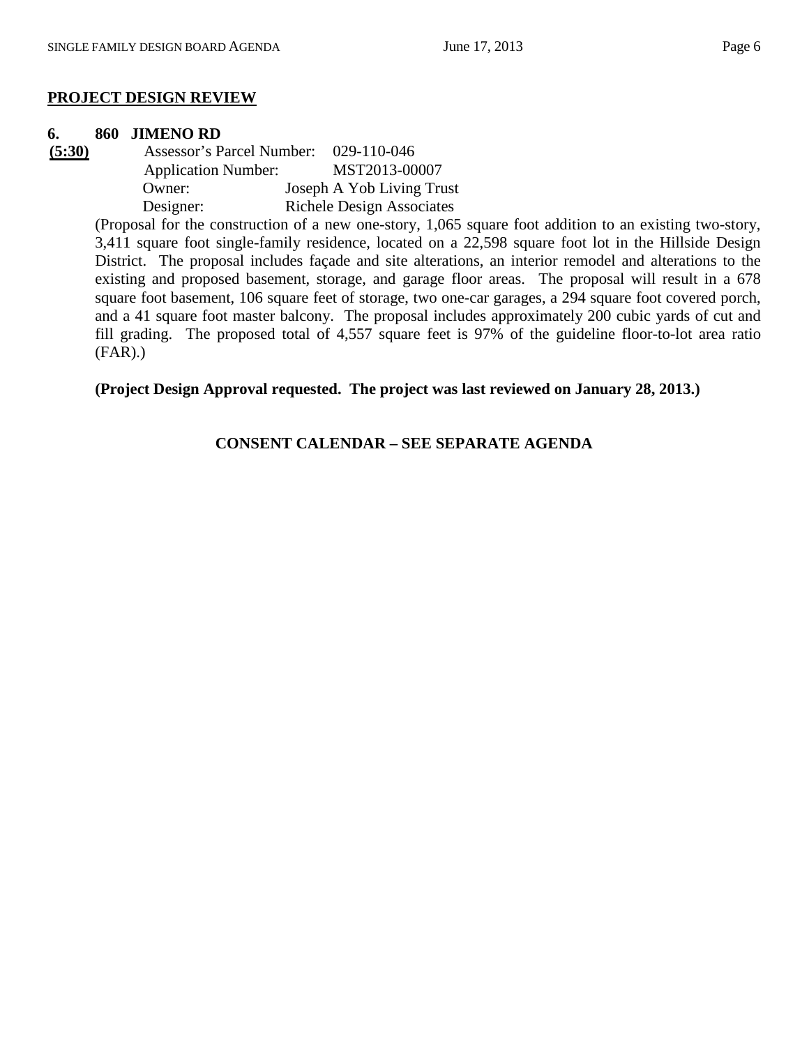**PROJECT DESIGN REVIEW**

**6. 860 JIMENO RD**

**(5:30)**

Assessor's Parcel Number: 029-110-046
Application Number: MST2013-00007
Owner: Joseph A Yob Living Trust
Designer: Richele Design Associates

(Proposal for the construction of a new one-story, 1,065 square foot addition to an existing two-story, 3,411 square foot single-family residence, located on a 22,598 square foot lot in the Hillside Design District. The proposal includes façade and site alterations, an interior remodel and alterations to the existing and proposed basement, storage, and garage floor areas. The proposal will result in a 678 square foot basement, 106 square feet of storage, two one-car garages, a 294 square foot covered porch, and a 41 square foot master balcony. The proposal includes approximately 200 cubic yards of cut and fill grading. The proposed total of 4,557 square feet is 97% of the guideline floor-to-lot area ratio (FAR).)

**(Project Design Approval requested. The project was last reviewed on January 28, 2013.)**

**CONSENT CALENDAR – SEE SEPARATE AGENDA**